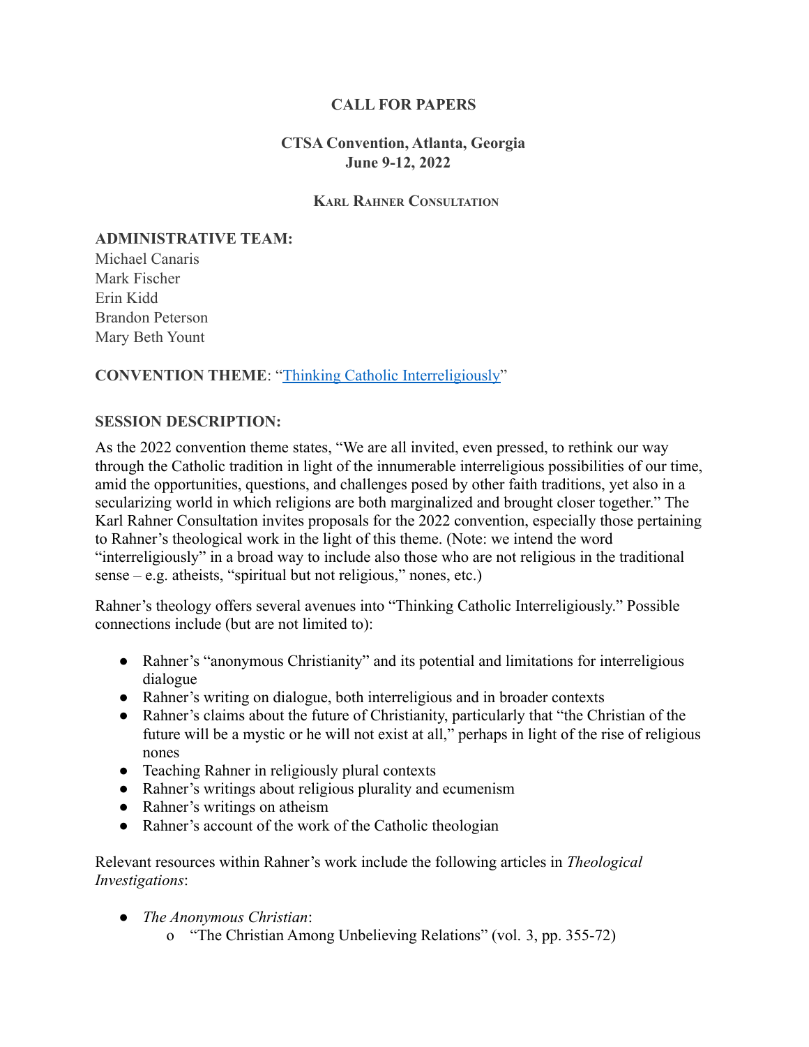# CALL FOR PAPERS

## CTSA Convention, Atlanta, Georgia
## June 9-12, 2022

### KARL RAHNER CONSULTATION

**ADMINISTRATIVE TEAM:**
Michael Canaris
Mark Fischer
Erin Kidd
Brandon Peterson
Mary Beth Yount

**CONVENTION THEME**: "Thinking Catholic Interreligiously"

**SESSION DESCRIPTION:**

As the 2022 convention theme states, "We are all invited, even pressed, to rethink our way through the Catholic tradition in light of the innumerable interreligious possibilities of our time, amid the opportunities, questions, and challenges posed by other faith traditions, yet also in a secularizing world in which religions are both marginalized and brought closer together." The Karl Rahner Consultation invites proposals for the 2022 convention, especially those pertaining to Rahner's theological work in the light of this theme. (Note: we intend the word "interreligiously" in a broad way to include also those who are not religious in the traditional sense – e.g. atheists, "spiritual but not religious," nones, etc.)

Rahner's theology offers several avenues into "Thinking Catholic Interreligiously." Possible connections include (but are not limited to):

- Rahner's "anonymous Christianity" and its potential and limitations for interreligious dialogue
- Rahner's writing on dialogue, both interreligious and in broader contexts
- Rahner's claims about the future of Christianity, particularly that "the Christian of the future will be a mystic or he will not exist at all," perhaps in light of the rise of religious nones
- Teaching Rahner in religiously plural contexts
- Rahner's writings about religious plurality and ecumenism
- Rahner's writings on atheism
- Rahner's account of the work of the Catholic theologian

Relevant resources within Rahner's work include the following articles in *Theological Investigations*:

- *The Anonymous Christian*:
    - "The Christian Among Unbelieving Relations" (vol. 3, pp. 355-72)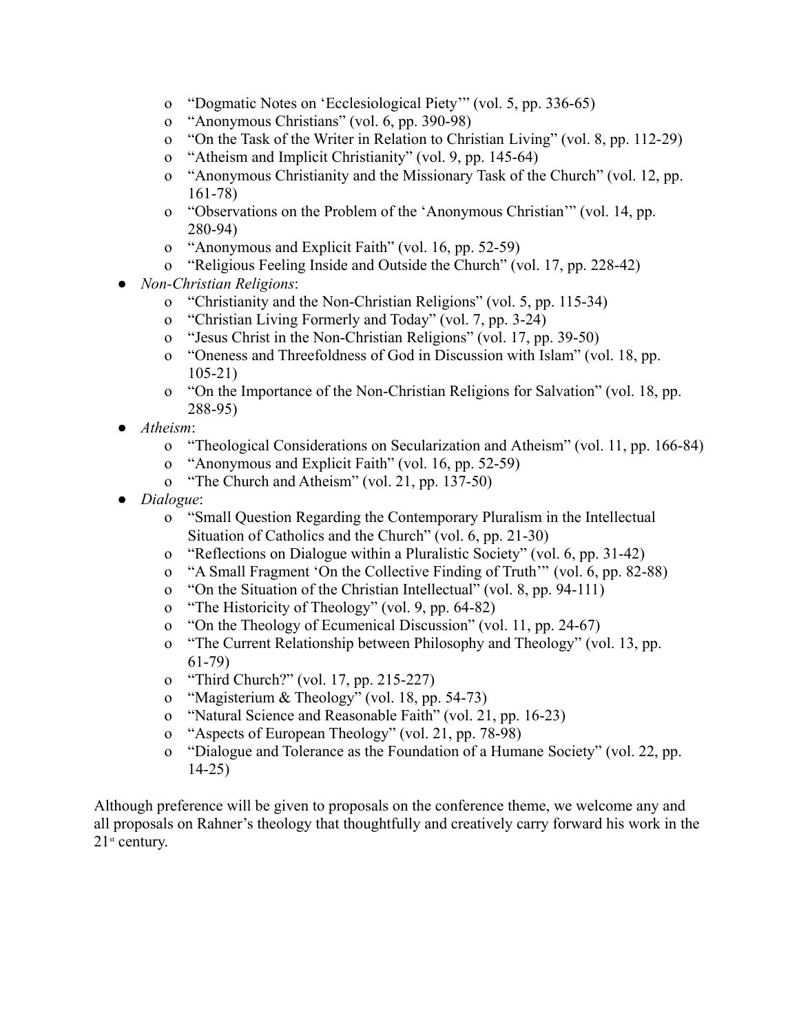- "Dogmatic Notes on 'Ecclesiological Piety'" (vol. 5, pp. 336-65)
  - "Anonymous Christians" (vol. 6, pp. 390-98)
  - "On the Task of the Writer in Relation to Christian Living" (vol. 8, pp. 112-29)
  - "Atheism and Implicit Christianity" (vol. 9, pp. 145-64)
  - "Anonymous Christianity and the Missionary Task of the Church" (vol. 12, pp. 161-78)
  - "Observations on the Problem of the 'Anonymous Christian'" (vol. 14, pp. 280-94)
  - "Anonymous and Explicit Faith" (vol. 16, pp. 52-59)
  - "Religious Feeling Inside and Outside the Church" (vol. 17, pp. 228-42)
- *Non-Christian Religions*:
  - "Christianity and the Non-Christian Religions" (vol. 5, pp. 115-34)
  - "Christian Living Formerly and Today" (vol. 7, pp. 3-24)
  - "Jesus Christ in the Non-Christian Religions" (vol. 17, pp. 39-50)
  - "Oneness and Threefoldness of God in Discussion with Islam" (vol. 18, pp. 105-21)
  - "On the Importance of the Non-Christian Religions for Salvation" (vol. 18, pp. 288-95)
- *Atheism*:
  - "Theological Considerations on Secularization and Atheism" (vol. 11, pp. 166-84)
  - "Anonymous and Explicit Faith" (vol. 16, pp. 52-59)
  - "The Church and Atheism" (vol. 21, pp. 137-50)
- *Dialogue*:
  - "Small Question Regarding the Contemporary Pluralism in the Intellectual Situation of Catholics and the Church" (vol. 6, pp. 21-30)
  - "Reflections on Dialogue within a Pluralistic Society" (vol. 6, pp. 31-42)
  - "A Small Fragment 'On the Collective Finding of Truth'" (vol. 6, pp. 82-88)
  - "On the Situation of the Christian Intellectual" (vol. 8, pp. 94-111)
  - "The Historicity of Theology" (vol. 9, pp. 64-82)
  - "On the Theology of Ecumenical Discussion" (vol. 11, pp. 24-67)
  - "The Current Relationship between Philosophy and Theology" (vol. 13, pp. 61-79)
  - "Third Church?" (vol. 17, pp. 215-227)
  - "Magisterium & Theology" (vol. 18, pp. 54-73)
  - "Natural Science and Reasonable Faith" (vol. 21, pp. 16-23)
  - "Aspects of European Theology" (vol. 21, pp. 78-98)
  - "Dialogue and Tolerance as the Foundation of a Humane Society" (vol. 22, pp. 14-25)

Although preference will be given to proposals on the conference theme, we welcome any and all proposals on Rahner's theology that thoughtfully and creatively carry forward his work in the 21st century.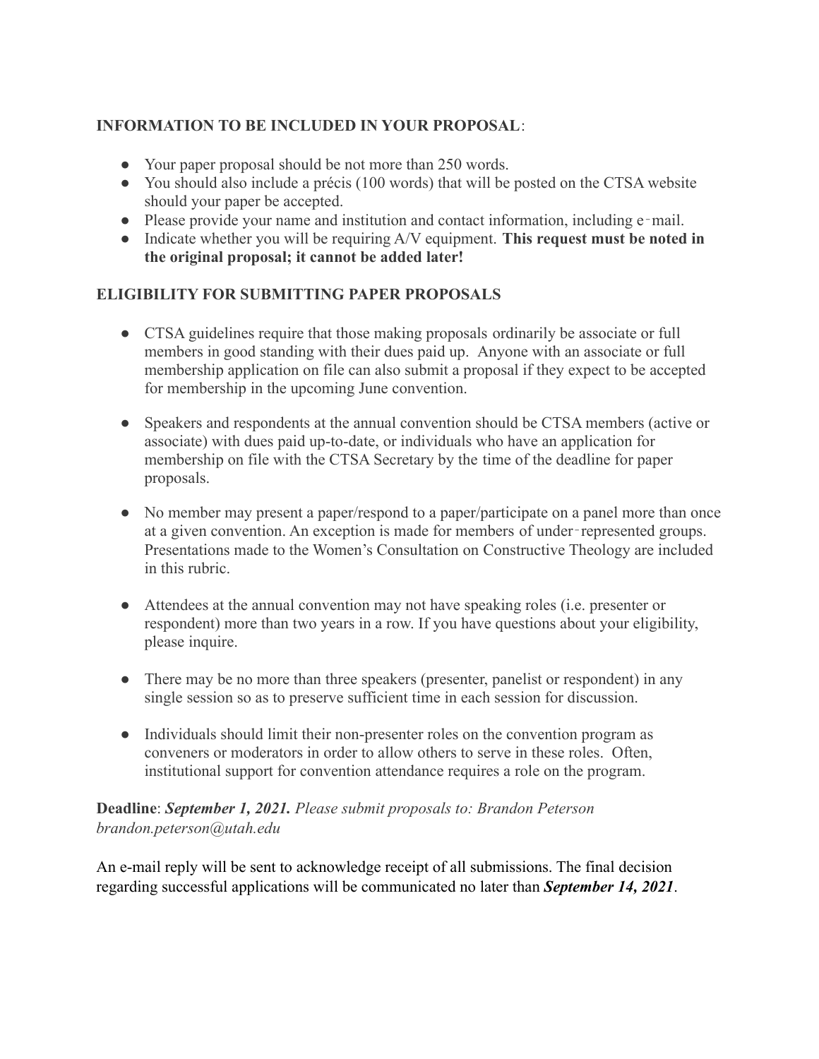**INFORMATION TO BE INCLUDED IN YOUR PROPOSAL**:

- Your paper proposal should be not more than 250 words.
- You should also include a précis (100 words) that will be posted on the CTSA website should your paper be accepted.
- Please provide your name and institution and contact information, including e-mail.
- Indicate whether you will be requiring A/V equipment. **This request must be noted in the original proposal; it cannot be added later!**

**ELIGIBILITY FOR SUBMITTING PAPER PROPOSALS**

- CTSA guidelines require that those making proposals ordinarily be associate or full members in good standing with their dues paid up. Anyone with an associate or full membership application on file can also submit a proposal if they expect to be accepted for membership in the upcoming June convention.

- Speakers and respondents at the annual convention should be CTSA members (active or associate) with dues paid up-to-date, or individuals who have an application for membership on file with the CTSA Secretary by the time of the deadline for paper proposals.

- No member may present a paper/respond to a paper/participate on a panel more than once at a given convention. An exception is made for members of under-represented groups. Presentations made to the Women's Consultation on Constructive Theology are included in this rubric.

- Attendees at the annual convention may not have speaking roles (i.e. presenter or respondent) more than two years in a row. If you have questions about your eligibility, please inquire.

- There may be no more than three speakers (presenter, panelist or respondent) in any single session so as to preserve sufficient time in each session for discussion.

- Individuals should limit their non-presenter roles on the convention program as conveners or moderators in order to allow others to serve in these roles. Often, institutional support for convention attendance requires a role on the program.

**Deadline**: ***September 1, 2021.*** *Please submit proposals to: Brandon Peterson brandon.peterson@utah.edu*

An e-mail reply will be sent to acknowledge receipt of all submissions. The final decision regarding successful applications will be communicated no later than ***September 14, 2021***.